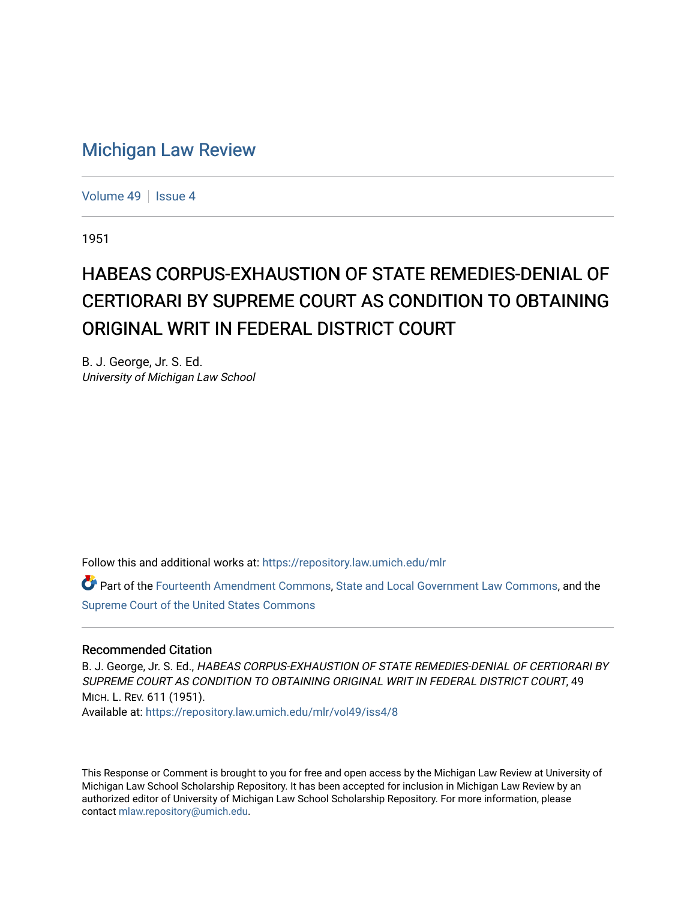# Michigan Law Review

Volume 49 | Issue 4

1951

## HABEAS CORPUS-EXHAUSTION OF STATE REMEDIES-DENIAL OF CERTIORARI BY SUPREME COURT AS CONDITION TO OBTAINING ORIGINAL WRIT IN FEDERAL DISTRICT COURT

B. J. George, Jr. S. Ed.
*University of Michigan Law School*

Follow this and additional works at: https://repository.law.umich.edu/mlr

Part of the Fourteenth Amendment Commons, State and Local Government Law Commons, and the Supreme Court of the United States Commons

### Recommended Citation

B. J. George, Jr. S. Ed., *HABEAS CORPUS-EXHAUSTION OF STATE REMEDIES-DENIAL OF CERTIORARI BY SUPREME COURT AS CONDITION TO OBTAINING ORIGINAL WRIT IN FEDERAL DISTRICT COURT*, 49 MICH. L. REV. 611 (1951).
Available at: https://repository.law.umich.edu/mlr/vol49/iss4/8

This Response or Comment is brought to you for free and open access by the Michigan Law Review at University of Michigan Law School Scholarship Repository. It has been accepted for inclusion in Michigan Law Review by an authorized editor of University of Michigan Law School Scholarship Repository. For more information, please contact mlaw.repository@umich.edu.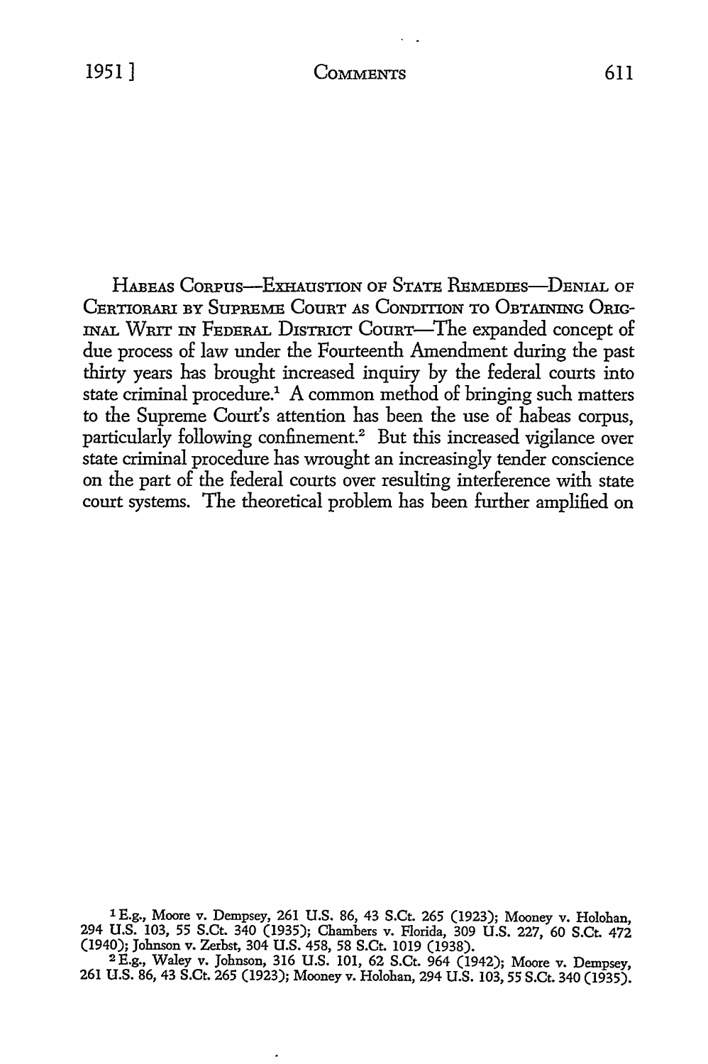HABEAS CORPUS—EXHAUSTION OF STATE REMEDIES—DENIAL OF CERTIORARI BY SUPREME COURT AS CONDITION TO OBTAINING ORIGINAL WRIT IN FEDERAL DISTRICT COURT—The expanded concept of due process of law under the Fourteenth Amendment during the past thirty years has brought increased inquiry by the federal courts into state criminal procedure.[1] A common method of bringing such matters to the Supreme Court's attention has been the use of habeas corpus, particularly following confinement.[2] But this increased vigilance over state criminal procedure has wrought an increasingly tender conscience on the part of the federal courts over resulting interference with state court systems. The theoretical problem has been further amplified on

[1] E.g., Moore v. Dempsey, 261 U.S. 86, 43 S.Ct. 265 (1923); Mooney v. Holohan, 294 U.S. 103, 55 S.Ct. 340 (1935); Chambers v. Florida, 309 U.S. 227, 60 S.Ct. 472 (1940); Johnson v. Zerbst, 304 U.S. 458, 58 S.Ct. 1019 (1938).

[2] E.g., Waley v. Johnson, 316 U.S. 101, 62 S.Ct. 964 (1942); Moore v. Dempsey, 261 U.S. 86, 43 S.Ct. 265 (1923); Mooney v. Holohan, 294 U.S. 103, 55 S.Ct. 340 (1935).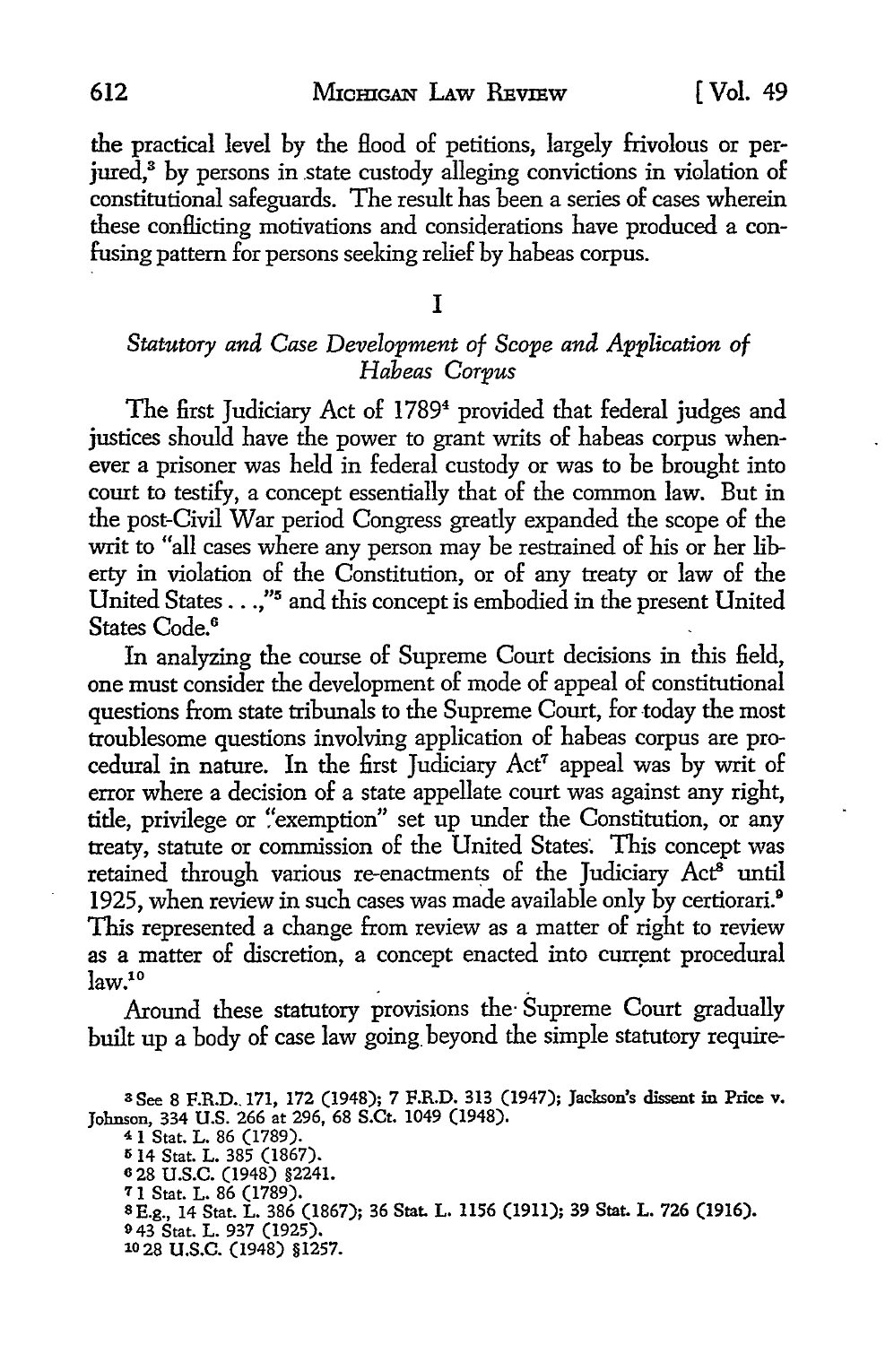the practical level by the flood of petitions, largely frivolous or perjured,[3] by persons in state custody alleging convictions in violation of constitutional safeguards. The result has been a series of cases wherein these conflicting motivations and considerations have produced a confusing pattern for persons seeking relief by habeas corpus.

## I

### *Statutory and Case Development of Scope and Application of Habeas Corpus*

The first Judiciary Act of 1789[4] provided that federal judges and justices should have the power to grant writs of habeas corpus whenever a prisoner was held in federal custody or was to be brought into court to testify, a concept essentially that of the common law. But in the post-Civil War period Congress greatly expanded the scope of the writ to "all cases where any person may be restrained of his or her liberty in violation of the Constitution, or of any treaty or law of the United States . . . ,"[5] and this concept is embodied in the present United States Code.[6]

In analyzing the course of Supreme Court decisions in this field, one must consider the development of mode of appeal of constitutional questions from state tribunals to the Supreme Court, for today the most troublesome questions involving application of habeas corpus are procedural in nature. In the first Judiciary Act[7] appeal was by writ of error where a decision of a state appellate court was against any right, title, privilege or "exemption" set up under the Constitution, or any treaty, statute or commission of the United States. This concept was retained through various re-enactments of the Judiciary Act[8] until 1925, when review in such cases was made available only by certiorari.[9] This represented a change from review as a matter of right to review as a matter of discretion, a concept enacted into current procedural law.[10]

Around these statutory provisions the Supreme Court gradually built up a body of case law going beyond the simple statutory require-

---

[3] See 8 F.R.D. 171, 172 (1948); 7 F.R.D. 313 (1947); Jackson's dissent in Price v. Johnson, 334 U.S. 266 at 296, 68 S.Ct. 1049 (1948).

[4] 1 Stat. L. 86 (1789).

[5] 14 Stat. L. 385 (1867).

[6] 28 U.S.C. (1948) §2241.

[7] 1 Stat. L. 86 (1789).

[8] E.g., 14 Stat. L. 386 (1867); 36 Stat. L. 1156 (1911); 39 Stat. L. 726 (1916).

[9] 43 Stat. L. 937 (1925).

[10] 28 U.S.C. (1948) §1257.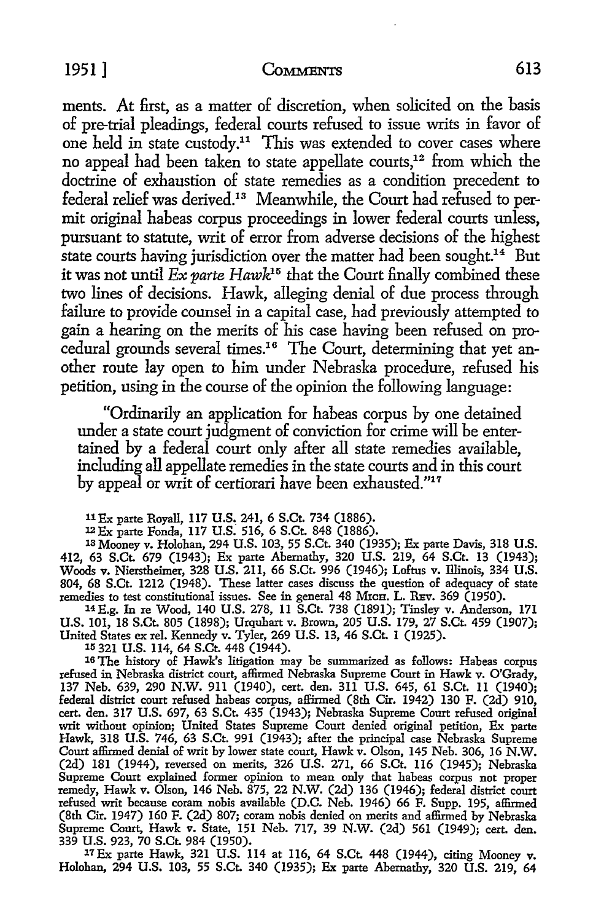ments. At first, as a matter of discretion, when solicited on the basis of pre-trial pleadings, federal courts refused to issue writs in favor of one held in state custody.[11] This was extended to cover cases where no appeal had been taken to state appellate courts,[12] from which the doctrine of exhaustion of state remedies as a condition precedent to federal relief was derived.[13] Meanwhile, the Court had refused to permit original habeas corpus proceedings in lower federal courts unless, pursuant to statute, writ of error from adverse decisions of the highest state courts having jurisdiction over the matter had been sought.[14] But it was not until *Ex parte Hawk*[15] that the Court finally combined these two lines of decisions. Hawk, alleging denial of due process through failure to provide counsel in a capital case, had previously attempted to gain a hearing on the merits of his case having been refused on procedural grounds several times.[16] The Court, determining that yet another route lay open to him under Nebraska procedure, refused his petition, using in the course of the opinion the following language:

> "Ordinarily an application for habeas corpus by one detained under a state court judgment of conviction for crime will be entertained by a federal court only after all state remedies available, including all appellate remedies in the state courts and in this court by appeal or writ of certiorari have been exhausted."[17]

[11] Ex parte Royall, 117 U.S. 241, 6 S.Ct. 734 (1886).

[12] Ex parte Fonda, 117 U.S. 516, 6 S.Ct. 848 (1886).

[13] Mooney v. Holohan, 294 U.S. 103, 55 S.Ct. 340 (1935); Ex parte Davis, 318 U.S. 412, 63 S.Ct. 679 (1943); Ex parte Abernathy, 320 U.S. 219, 64 S.Ct. 13 (1943); Woods v. Nierstheimer, 328 U.S. 211, 66 S.Ct. 996 (1946); Loftus v. Illinois, 334 U.S. 804, 68 S.Ct. 1212 (1948). These latter cases discuss the question of adequacy of state remedies to test constitutional issues. See in general 48 Mich. L. Rev. 369 (1950).

[14] E.g. In re Wood, 140 U.S. 278, 11 S.Ct. 738 (1891); Tinsley v. Anderson, 171 U.S. 101, 18 S.Ct. 805 (1898); Urquhart v. Brown, 205 U.S. 179, 27 S.Ct. 459 (1907); United States ex rel. Kennedy v. Tyler, 269 U.S. 13, 46 S.Ct. 1 (1925).

[15] 321 U.S. 114, 64 S.Ct. 448 (1944).

[16] The history of Hawk's litigation may be summarized as follows: Habeas corpus refused in Nebraska district court, affirmed Nebraska Supreme Court in Hawk v. O'Grady, 137 Neb. 639, 290 N.W. 911 (1940), cert. den. 311 U.S. 645, 61 S.Ct. 11 (1940); federal district court refused habeas corpus, affirmed (8th Cir. 1942) 130 F. (2d) 910, cert. den. 317 U.S. 697, 63 S.Ct. 435 (1943); Nebraska Supreme Court refused original writ without opinion; United States Supreme Court denied original petition, Ex parte Hawk, 318 U.S. 746, 63 S.Ct. 991 (1943); after the principal case Nebraska Supreme Court affirmed denial of writ by lower state court, Hawk v. Olson, 145 Neb. 306, 16 N.W. (2d) 181 (1944), reversed on merits, 326 U.S. 271, 66 S.Ct. 116 (1945); Nebraska Supreme Court explained former opinion to mean only that habeas corpus not proper remedy, Hawk v. Olson, 146 Neb. 875, 22 N.W. (2d) 136 (1946); federal district court refused writ because coram nobis available (D.C. Neb. 1946) 66 F. Supp. 195, affirmed (8th Cir. 1947) 160 F. (2d) 807; coram nobis denied on merits and affirmed by Nebraska Supreme Court, Hawk v. State, 151 Neb. 717, 39 N.W. (2d) 561 (1949); cert. den. 339 U.S. 923, 70 S.Ct. 984 (1950).

[17] Ex parte Hawk, 321 U.S. 114 at 116, 64 S.Ct. 448 (1944), citing Mooney v. Holohan, 294 U.S. 103, 55 S.Ct. 340 (1935); Ex parte Abernathy, 320 U.S. 219, 64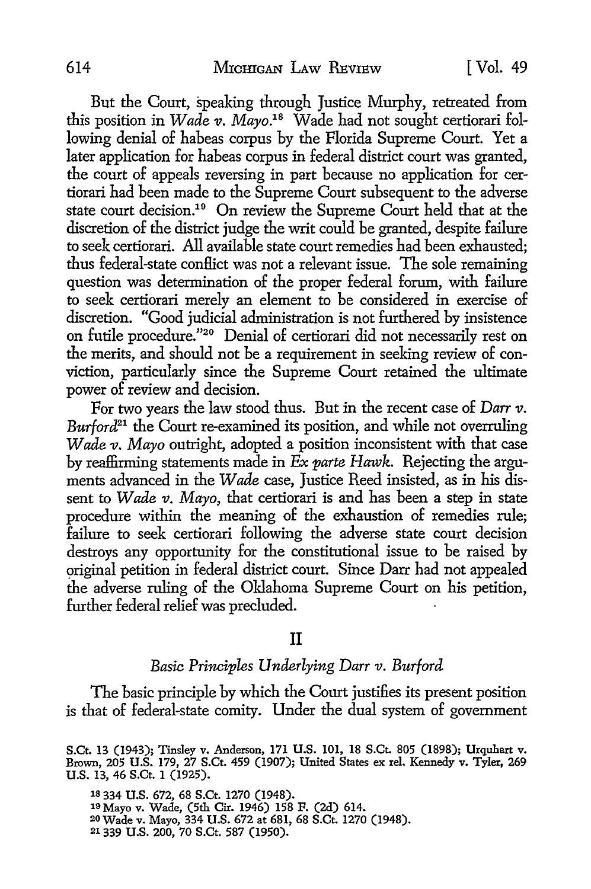But the Court, speaking through Justice Murphy, retreated from this position in *Wade v. Mayo*.[18] Wade had not sought certiorari following denial of habeas corpus by the Florida Supreme Court. Yet a later application for habeas corpus in federal district court was granted, the court of appeals reversing in part because no application for certiorari had been made to the Supreme Court subsequent to the adverse state court decision.[19] On review the Supreme Court held that at the discretion of the district judge the writ could be granted, despite failure to seek certiorari. All available state court remedies had been exhausted; thus federal-state conflict was not a relevant issue. The sole remaining question was determination of the proper federal forum, with failure to seek certiorari merely an element to be considered in exercise of discretion. "Good judicial administration is not furthered by insistence on futile procedure."[20] Denial of certiorari did not necessarily rest on the merits, and should not be a requirement in seeking review of conviction, particularly since the Supreme Court retained the ultimate power of review and decision.

For two years the law stood thus. But in the recent case of *Darr v. Burford*[21] the Court re-examined its position, and while not overruling *Wade v. Mayo* outright, adopted a position inconsistent with that case by reaffirming statements made in *Ex parte Hawk*. Rejecting the arguments advanced in the *Wade* case, Justice Reed insisted, as in his dissent to *Wade v. Mayo*, that certiorari is and has been a step in state procedure within the meaning of the exhaustion of remedies rule; failure to seek certiorari following the adverse state court decision destroys any opportunity for the constitutional issue to be raised by original petition in federal district court. Since Darr had not appealed the adverse ruling of the Oklahoma Supreme Court on his petition, further federal relief was precluded.

## II

### *Basic Principles Underlying Darr v. Burford*

The basic principle by which the Court justifies its present position is that of federal-state comity. Under the dual system of government

S.Ct. 13 (1943); Tinsley v. Anderson, 171 U.S. 101, 18 S.Ct. 805 (1898); Urquhart v. Brown, 205 U.S. 179, 27 S.Ct. 459 (1907); United States ex rel. Kennedy v. Tyler, 269 U.S. 13, 46 S.Ct. 1 (1925).

[18] 334 U.S. 672, 68 S.Ct. 1270 (1948).

[19] Mayo v. Wade, (5th Cir. 1946) 158 F. (2d) 614.

[20] Wade v. Mayo, 334 U.S. 672 at 681, 68 S.Ct. 1270 (1948).

[21] 339 U.S. 200, 70 S.Ct. 587 (1950).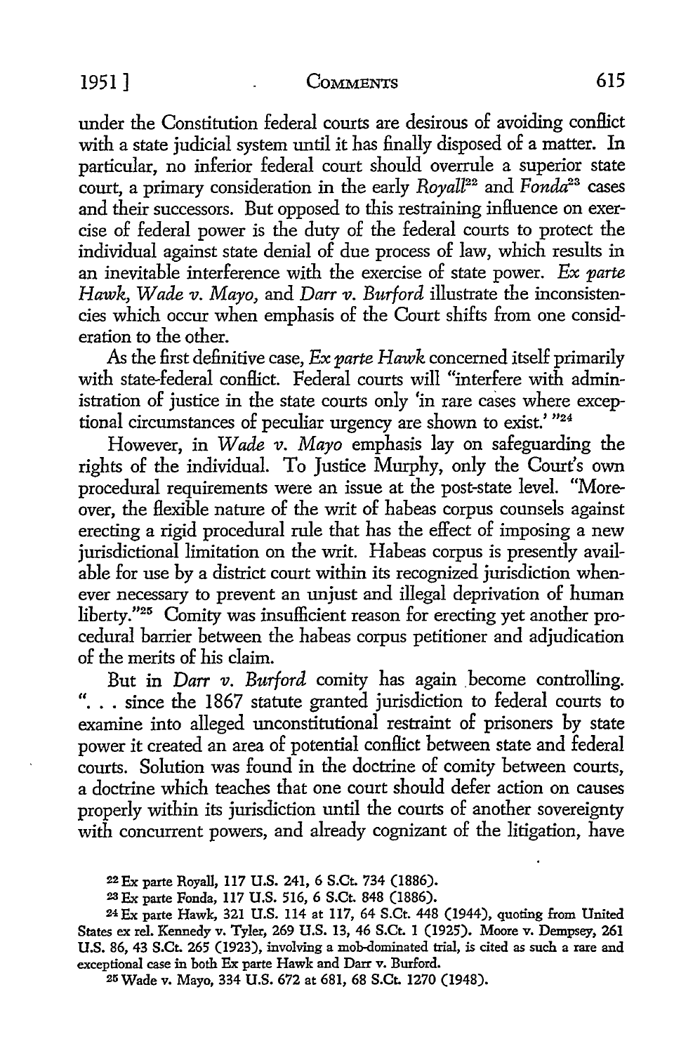under the Constitution federal courts are desirous of avoiding conflict with a state judicial system until it has finally disposed of a matter. In particular, no inferior federal court should overrule a superior state court, a primary consideration in the early *Royall*[22] and *Fonda*[23] cases and their successors. But opposed to this restraining influence on exercise of federal power is the duty of the federal courts to protect the individual against state denial of due process of law, which results in an inevitable interference with the exercise of state power. *Ex parte Hawk, Wade v. Mayo,* and *Darr v. Burford* illustrate the inconsistencies which occur when emphasis of the Court shifts from one consideration to the other.

As the first definitive case, *Ex parte Hawk* concerned itself primarily with state-federal conflict. Federal courts will "interfere with administration of justice in the state courts only 'in rare cases where exceptional circumstances of peculiar urgency are shown to exist.' "[24]

However, in *Wade v. Mayo* emphasis lay on safeguarding the rights of the individual. To Justice Murphy, only the Court's own procedural requirements were an issue at the post-state level. "Moreover, the flexible nature of the writ of habeas corpus counsels against erecting a rigid procedural rule that has the effect of imposing a new jurisdictional limitation on the writ. Habeas corpus is presently available for use by a district court within its recognized jurisdiction whenever necessary to prevent an unjust and illegal deprivation of human liberty."[25] Comity was insufficient reason for erecting yet another procedural barrier between the habeas corpus petitioner and adjudication of the merits of his claim.

But in *Darr v. Burford* comity has again become controlling. ". . . since the 1867 statute granted jurisdiction to federal courts to examine into alleged unconstitutional restraint of prisoners by state power it created an area of potential conflict between state and federal courts. Solution was found in the doctrine of comity between courts, a doctrine which teaches that one court should defer action on causes properly within its jurisdiction until the courts of another sovereignty with concurrent powers, and already cognizant of the litigation, have

[22] Ex parte Royall, 117 U.S. 241, 6 S.Ct. 734 (1886).

[23] Ex parte Fonda, 117 U.S. 516, 6 S.Ct. 848 (1886).

[24] Ex parte Hawk, 321 U.S. 114 at 117, 64 S.Ct. 448 (1944), quoting from United States ex rel. Kennedy v. Tyler, 269 U.S. 13, 46 S.Ct. 1 (1925). Moore v. Dempsey, 261 U.S. 86, 43 S.Ct. 265 (1923), involving a mob-dominated trial, is cited as such a rare and exceptional case in both Ex parte Hawk and Darr v. Burford.

[25] Wade v. Mayo, 334 U.S. 672 at 681, 68 S.Ct. 1270 (1948).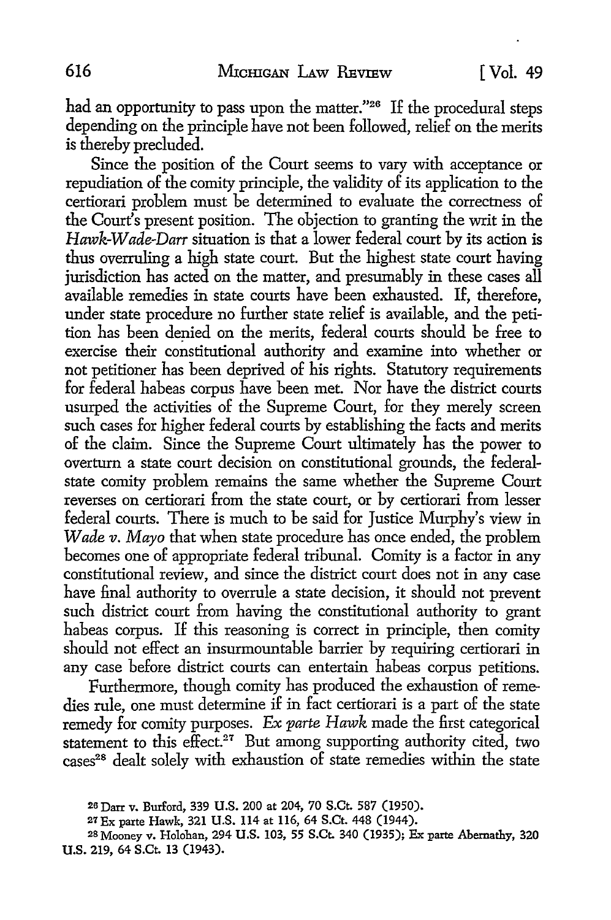had an opportunity to pass upon the matter."[26] If the procedural steps depending on the principle have not been followed, relief on the merits is thereby precluded.

Since the position of the Court seems to vary with acceptance or repudiation of the comity principle, the validity of its application to the certiorari problem must be determined to evaluate the correctness of the Court's present position. The objection to granting the writ in the *Hawk-Wade-Darr* situation is that a lower federal court by its action is thus overruling a high state court. But the highest state court having jurisdiction has acted on the matter, and presumably in these cases all available remedies in state courts have been exhausted. If, therefore, under state procedure no further state relief is available, and the petition has been denied on the merits, federal courts should be free to exercise their constitutional authority and examine into whether or not petitioner has been deprived of his rights. Statutory requirements for federal habeas corpus have been met. Nor have the district courts usurped the activities of the Supreme Court, for they merely screen such cases for higher federal courts by establishing the facts and merits of the claim. Since the Supreme Court ultimately has the power to overturn a state court decision on constitutional grounds, the federal-state comity problem remains the same whether the Supreme Court reverses on certiorari from the state court, or by certiorari from lesser federal courts. There is much to be said for Justice Murphy's view in *Wade v. Mayo* that when state procedure has once ended, the problem becomes one of appropriate federal tribunal. Comity is a factor in any constitutional review, and since the district court does not in any case have final authority to overrule a state decision, it should not prevent such district court from having the constitutional authority to grant habeas corpus. If this reasoning is correct in principle, then comity should not effect an insurmountable barrier by requiring certiorari in any case before district courts can entertain habeas corpus petitions.

Furthermore, though comity has produced the exhaustion of remedies rule, one must determine if in fact certiorari is a part of the state remedy for comity purposes. *Ex parte Hawk* made the first categorical statement to this effect.[27] But among supporting authority cited, two cases[28] dealt solely with exhaustion of state remedies within the state

---

[26] Darr v. Burford, 339 U.S. 200 at 204, 70 S.Ct. 587 (1950).

[27] Ex parte Hawk, 321 U.S. 114 at 116, 64 S.Ct. 448 (1944).

[28] Mooney v. Holohan, 294 U.S. 103, 55 S.Ct. 340 (1935); Ex parte Abernathy, 320 U.S. 219, 64 S.Ct. 13 (1943).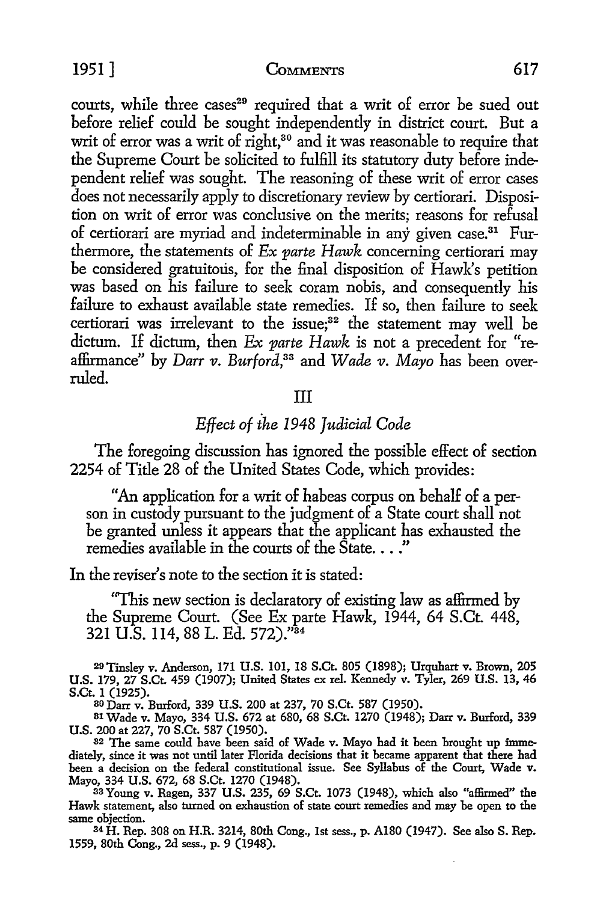courts, while three cases[29] required that a writ of error be sued out before relief could be sought independently in district court. But a writ of error was a writ of right,[30] and it was reasonable to require that the Supreme Court be solicited to fulfill its statutory duty before independent relief was sought. The reasoning of these writ of error cases does not necessarily apply to discretionary review by certiorari. Disposition on writ of error was conclusive on the merits; reasons for refusal of certiorari are myriad and indeterminable in any given case.[31] Furthermore, the statements of *Ex parte Hawk* concerning certiorari may be considered gratuitous, for the final disposition of Hawk's petition was based on his failure to seek coram nobis, and consequently his failure to exhaust available state remedies. If so, then failure to seek certiorari was irrelevant to the issue;[32] the statement may well be dictum. If dictum, then *Ex parte Hawk* is not a precedent for "reaffirmance" by *Darr v. Burford*,[33] and *Wade v. Mayo* has been overruled.

## III

### *Effect of the 1948 Judicial Code*

The foregoing discussion has ignored the possible effect of section 2254 of Title 28 of the United States Code, which provides:

> "An application for a writ of habeas corpus on behalf of a person in custody pursuant to the judgment of a State court shall not be granted unless it appears that the applicant has exhausted the remedies available in the courts of the State. . . ."

In the reviser's note to the section it is stated:

> "This new section is declaratory of existing law as affirmed by the Supreme Court. (See Ex parte Hawk, 1944, 64 S.Ct. 448, 321 U.S. 114, 88 L. Ed. 572)."[34]

---

[29] Tinsley v. Anderson, 171 U.S. 101, 18 S.Ct. 805 (1898); Urquhart v. Brown, 205 U.S. 179, 27 S.Ct. 459 (1907); United States ex rel. Kennedy v. Tyler, 269 U.S. 13, 46 S.Ct. 1 (1925).

[30] Darr v. Burford, 339 U.S. 200 at 237, 70 S.Ct. 587 (1950).

[31] Wade v. Mayo, 334 U.S. 672 at 680, 68 S.Ct. 1270 (1948); Darr v. Burford, 339 U.S. 200 at 227, 70 S.Ct. 587 (1950).

[32] The same could have been said of Wade v. Mayo had it been brought up immediately, since it was not until later Florida decisions that it became apparent that there had been a decision on the federal constitutional issue. See Syllabus of the Court, Wade v. Mayo, 334 U.S. 672, 68 S.Ct. 1270 (1948).

[33] Young v. Ragen, 337 U.S. 235, 69 S.Ct. 1073 (1948), which also "affirmed" the Hawk statement, also turned on exhaustion of state court remedies and may be open to the same objection.

[34] H. Rep. 308 on H.R. 3214, 80th Cong., 1st sess., p. A180 (1947). See also S. Rep. 1559, 80th Cong., 2d sess., p. 9 (1948).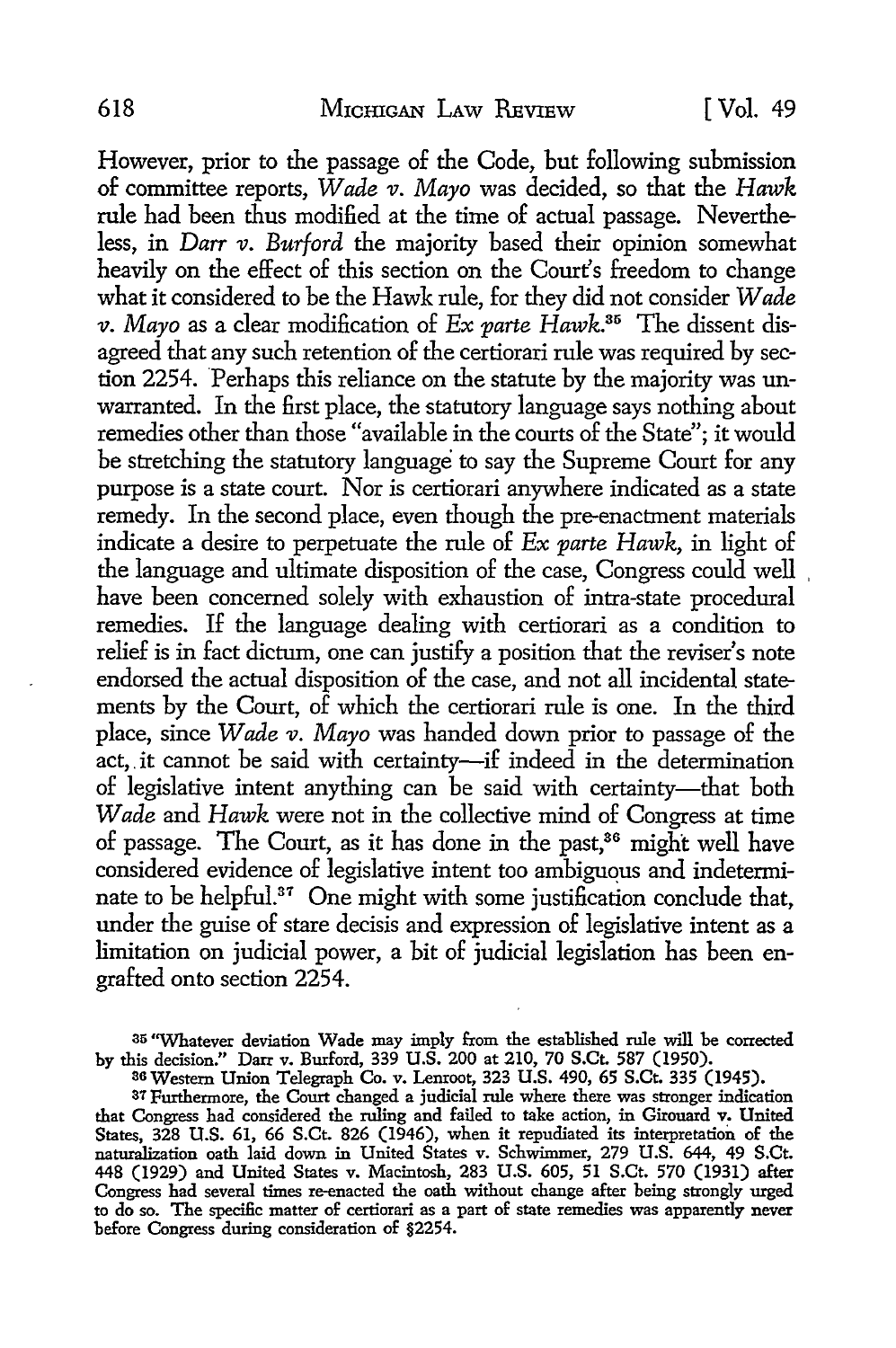However, prior to the passage of the Code, but following submission of committee reports, *Wade v. Mayo* was decided, so that the *Hawk* rule had been thus modified at the time of actual passage. Nevertheless, in *Darr v. Burford* the majority based their opinion somewhat heavily on the effect of this section on the Court's freedom to change what it considered to be the Hawk rule, for they did not consider *Wade v. Mayo* as a clear modification of *Ex parte Hawk*.[35] The dissent disagreed that any such retention of the certiorari rule was required by section 2254. Perhaps this reliance on the statute by the majority was unwarranted. In the first place, the statutory language says nothing about remedies other than those "available in the courts of the State"; it would be stretching the statutory language to say the Supreme Court for any purpose is a state court. Nor is certiorari anywhere indicated as a state remedy. In the second place, even though the pre-enactment materials indicate a desire to perpetuate the rule of *Ex parte Hawk*, in light of the language and ultimate disposition of the case, Congress could well have been concerned solely with exhaustion of intra-state procedural remedies. If the language dealing with certiorari as a condition to relief is in fact dictum, one can justify a position that the reviser's note endorsed the actual disposition of the case, and not all incidental statements by the Court, of which the certiorari rule is one. In the third place, since *Wade v. Mayo* was handed down prior to passage of the act, it cannot be said with certainty—if indeed in the determination of legislative intent anything can be said with certainty—that both *Wade* and *Hawk* were not in the collective mind of Congress at time of passage. The Court, as it has done in the past,[36] might well have considered evidence of legislative intent too ambiguous and indeterminate to be helpful.[37] One might with some justification conclude that, under the guise of stare decisis and expression of legislative intent as a limitation on judicial power, a bit of judicial legislation has been engrafted onto section 2254.

[35] "Whatever deviation Wade may imply from the established rule will be corrected by this decision." Darr v. Burford, 339 U.S. 200 at 210, 70 S.Ct. 587 (1950).

[36] Western Union Telegraph Co. v. Lenroot, 323 U.S. 490, 65 S.Ct. 335 (1945).

[37] Furthermore, the Court changed a judicial rule where there was stronger indication that Congress had considered the ruling and failed to take action, in Girouard v. United States, 328 U.S. 61, 66 S.Ct. 826 (1946), when it repudiated its interpretation of the naturalization oath laid down in United States v. Schwimmer, 279 U.S. 644, 49 S.Ct. 448 (1929) and United States v. Macintosh, 283 U.S. 605, 51 S.Ct. 570 (1931) after Congress had several times re-enacted the oath without change after being strongly urged to do so. The specific matter of certiorari as a part of state remedies was apparently never before Congress during consideration of §2254.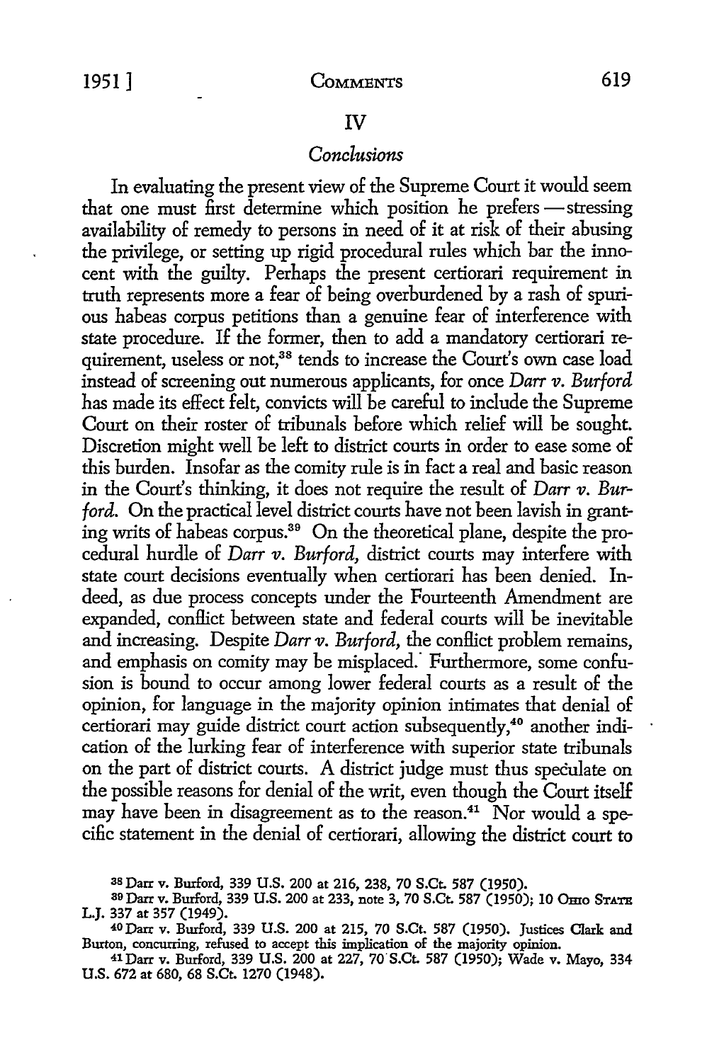## IV

### *Conclusions*

In evaluating the present view of the Supreme Court it would seem that one must first determine which position he prefers — stressing availability of remedy to persons in need of it at risk of their abusing the privilege, or setting up rigid procedural rules which bar the innocent with the guilty. Perhaps the present certiorari requirement in truth represents more a fear of being overburdened by a rash of spurious habeas corpus petitions than a genuine fear of interference with state procedure. If the former, then to add a mandatory certiorari requirement, useless or not,[38] tends to increase the Court's own case load instead of screening out numerous applicants, for once *Darr v. Burford* has made its effect felt, convicts will be careful to include the Supreme Court on their roster of tribunals before which relief will be sought. Discretion might well be left to district courts in order to ease some of this burden. Insofar as the comity rule is in fact a real and basic reason in the Court's thinking, it does not require the result of *Darr v. Burford*. On the practical level district courts have not been lavish in granting writs of habeas corpus.[39] On the theoretical plane, despite the procedural hurdle of *Darr v. Burford*, district courts may interfere with state court decisions eventually when certiorari has been denied. Indeed, as due process concepts under the Fourteenth Amendment are expanded, conflict between state and federal courts will be inevitable and increasing. Despite *Darr v. Burford*, the conflict problem remains, and emphasis on comity may be misplaced. Furthermore, some confusion is bound to occur among lower federal courts as a result of the opinion, for language in the majority opinion intimates that denial of certiorari may guide district court action subsequently,[40] another indication of the lurking fear of interference with superior state tribunals on the part of district courts. A district judge must thus speculate on the possible reasons for denial of the writ, even though the Court itself may have been in disagreement as to the reason.[41] Nor would a specific statement in the denial of certiorari, allowing the district court to

---

[38] Darr v. Burford, 339 U.S. 200 at 216, 238, 70 S.Ct. 587 (1950).

[39] Darr v. Burford, 339 U.S. 200 at 233, note 3, 70 S.Ct. 587 (1950); 10 OHIO STATE L.J. 337 at 357 (1949).

[40] Darr v. Burford, 339 U.S. 200 at 215, 70 S.Ct. 587 (1950). Justices Clark and Burton, concurring, refused to accept this implication of the majority opinion.

[41] Darr v. Burford, 339 U.S. 200 at 227, 70 S.Ct. 587 (1950); Wade v. Mayo, 334 U.S. 672 at 680, 68 S.Ct. 1270 (1948).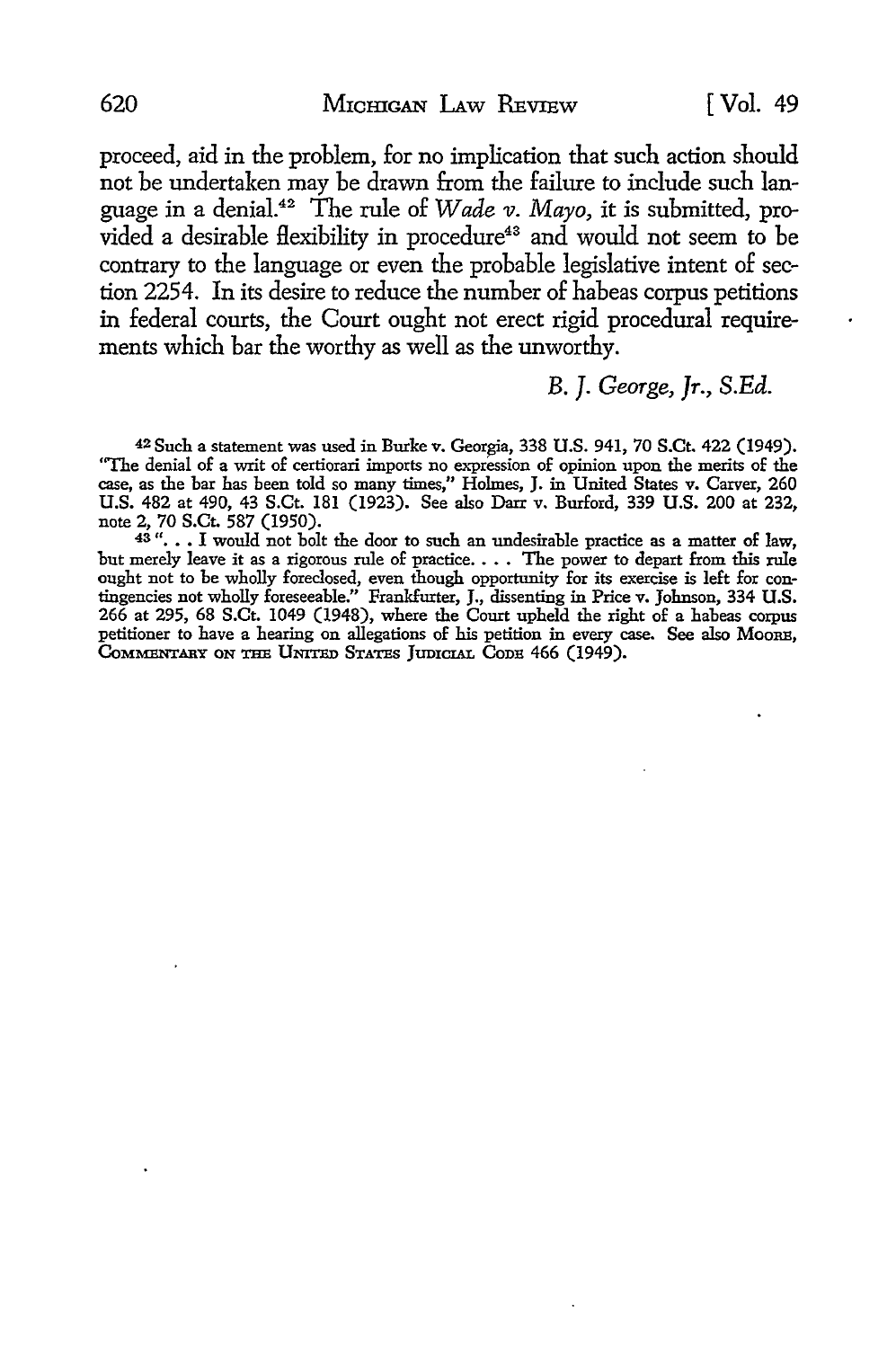proceed, aid in the problem, for no implication that such action should not be undertaken may be drawn from the failure to include such language in a denial.[42] The rule of *Wade v. Mayo*, it is submitted, provided a desirable flexibility in procedure[43] and would not seem to be contrary to the language or even the probable legislative intent of section 2254. In its desire to reduce the number of habeas corpus petitions in federal courts, the Court ought not erect rigid procedural requirements which bar the worthy as well as the unworthy.

*B. J. George, Jr., S.Ed.*

---

[42] Such a statement was used in Burke v. Georgia, 338 U.S. 941, 70 S.Ct. 422 (1949). "The denial of a writ of certiorari imports no expression of opinion upon the merits of the case, as the bar has been told so many times," Holmes, J. in United States v. Carver, 260 U.S. 482 at 490, 43 S.Ct. 181 (1923). See also Darr v. Burford, 339 U.S. 200 at 232, note 2, 70 S.Ct. 587 (1950).

[43] ". . . I would not bolt the door to such an undesirable practice as a matter of law, but merely leave it as a rigorous rule of practice. . . . The power to depart from this rule ought not to be wholly foreclosed, even though opportunity for its exercise is left for contingencies not wholly foreseeable." Frankfurter, J., dissenting in Price v. Johnson, 334 U.S. 266 at 295, 68 S.Ct. 1049 (1948), where the Court upheld the right of a habeas corpus petitioner to have a hearing on allegations of his petition in every case. See also MOORE, COMMENTARY ON THE UNITED STATES JUDICIAL CODE 466 (1949).